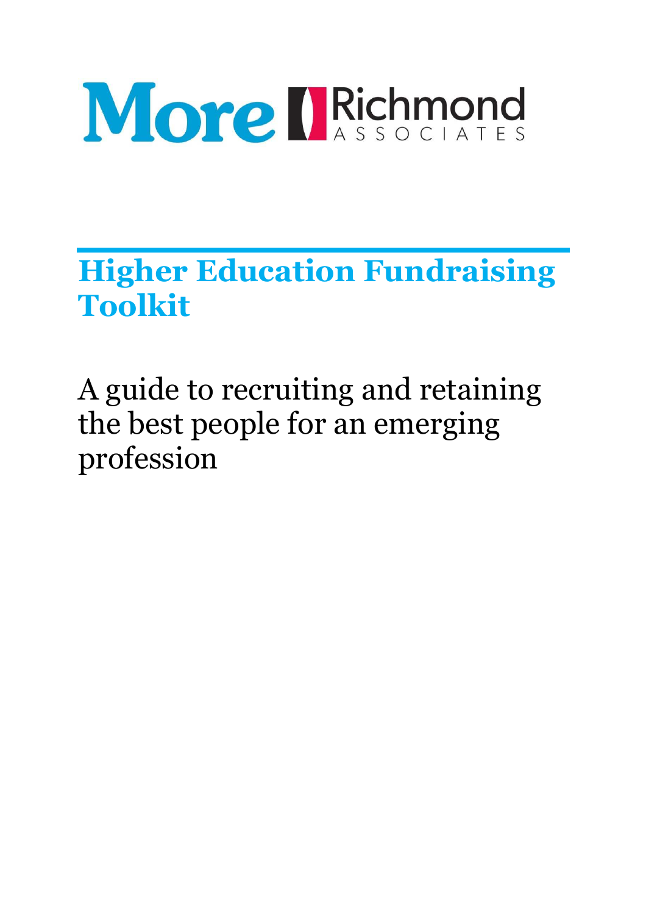More | Richmond ASSOCIATES

# Higher Education Fundraising Toolkit

A guide to recruiting and retaining the best people for an emerging profession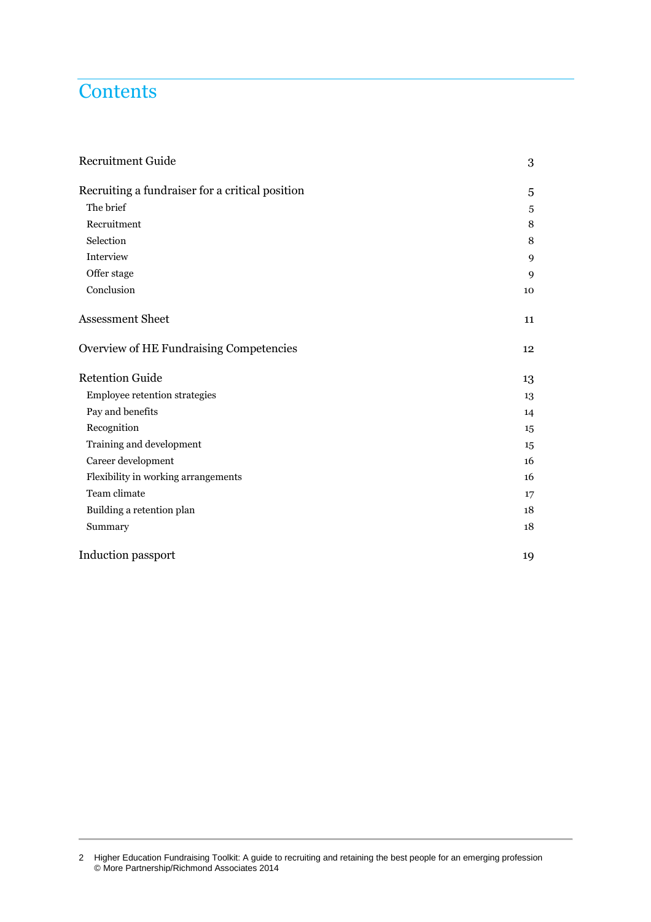# Contents

| | |
|---|---|
| Recruitment Guide | 3 |
| Recruiting a fundraiser for a critical position | 5 |
| The brief | 5 |
| Recruitment | 8 |
| Selection | 8 |
| Interview | 9 |
| Offer stage | 9 |
| Conclusion | 10 |
| Assessment Sheet | 11 |
| Overview of HE Fundraising Competencies | 12 |
| Retention Guide | 13 |
| Employee retention strategies | 13 |
| Pay and benefits | 14 |
| Recognition | 15 |
| Training and development | 15 |
| Career development | 16 |
| Flexibility in working arrangements | 16 |
| Team climate | 17 |
| Building a retention plan | 18 |
| Summary | 18 |
| Induction passport | 19 |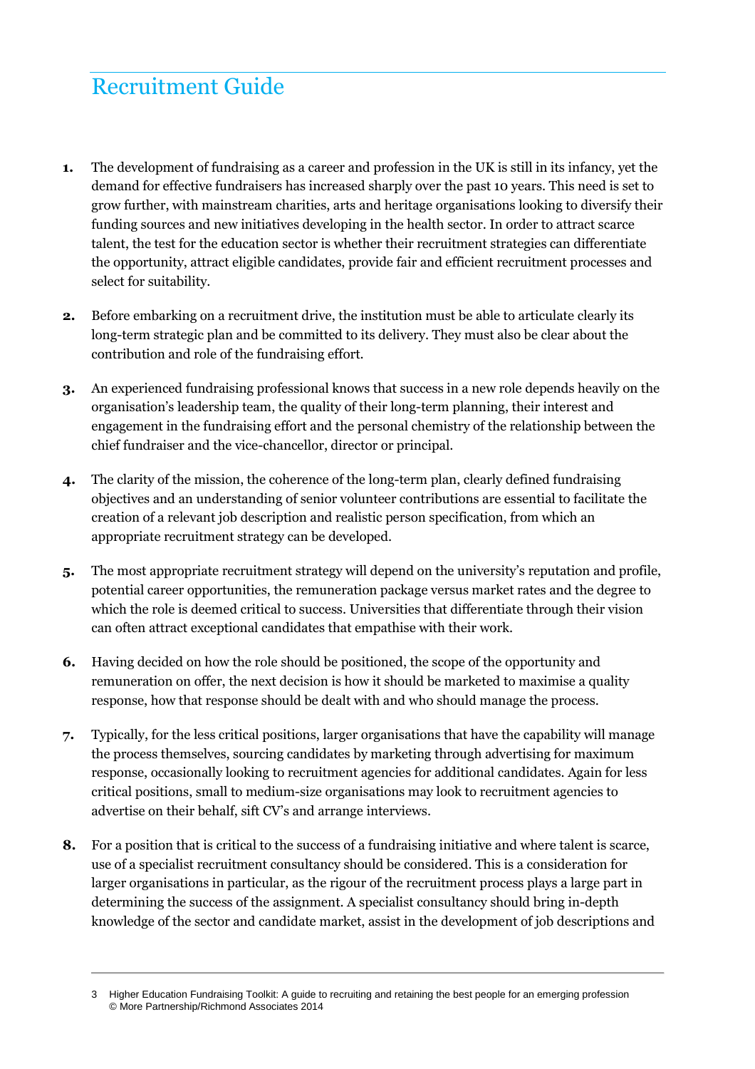# Recruitment Guide

1. The development of fundraising as a career and profession in the UK is still in its infancy, yet the demand for effective fundraisers has increased sharply over the past 10 years. This need is set to grow further, with mainstream charities, arts and heritage organisations looking to diversify their funding sources and new initiatives developing in the health sector. In order to attract scarce talent, the test for the education sector is whether their recruitment strategies can differentiate the opportunity, attract eligible candidates, provide fair and efficient recruitment processes and select for suitability.

2. Before embarking on a recruitment drive, the institution must be able to articulate clearly its long-term strategic plan and be committed to its delivery. They must also be clear about the contribution and role of the fundraising effort.

3. An experienced fundraising professional knows that success in a new role depends heavily on the organisation's leadership team, the quality of their long-term planning, their interest and engagement in the fundraising effort and the personal chemistry of the relationship between the chief fundraiser and the vice-chancellor, director or principal.

4. The clarity of the mission, the coherence of the long-term plan, clearly defined fundraising objectives and an understanding of senior volunteer contributions are essential to facilitate the creation of a relevant job description and realistic person specification, from which an appropriate recruitment strategy can be developed.

5. The most appropriate recruitment strategy will depend on the university's reputation and profile, potential career opportunities, the remuneration package versus market rates and the degree to which the role is deemed critical to success. Universities that differentiate through their vision can often attract exceptional candidates that empathise with their work.

6. Having decided on how the role should be positioned, the scope of the opportunity and remuneration on offer, the next decision is how it should be marketed to maximise a quality response, how that response should be dealt with and who should manage the process.

7. Typically, for the less critical positions, larger organisations that have the capability will manage the process themselves, sourcing candidates by marketing through advertising for maximum response, occasionally looking to recruitment agencies for additional candidates. Again for less critical positions, small to medium-size organisations may look to recruitment agencies to advertise on their behalf, sift CV's and arrange interviews.

8. For a position that is critical to the success of a fundraising initiative and where talent is scarce, use of a specialist recruitment consultancy should be considered. This is a consideration for larger organisations in particular, as the rigour of the recruitment process plays a large part in determining the success of the assignment. A specialist consultancy should bring in-depth knowledge of the sector and candidate market, assist in the development of job descriptions and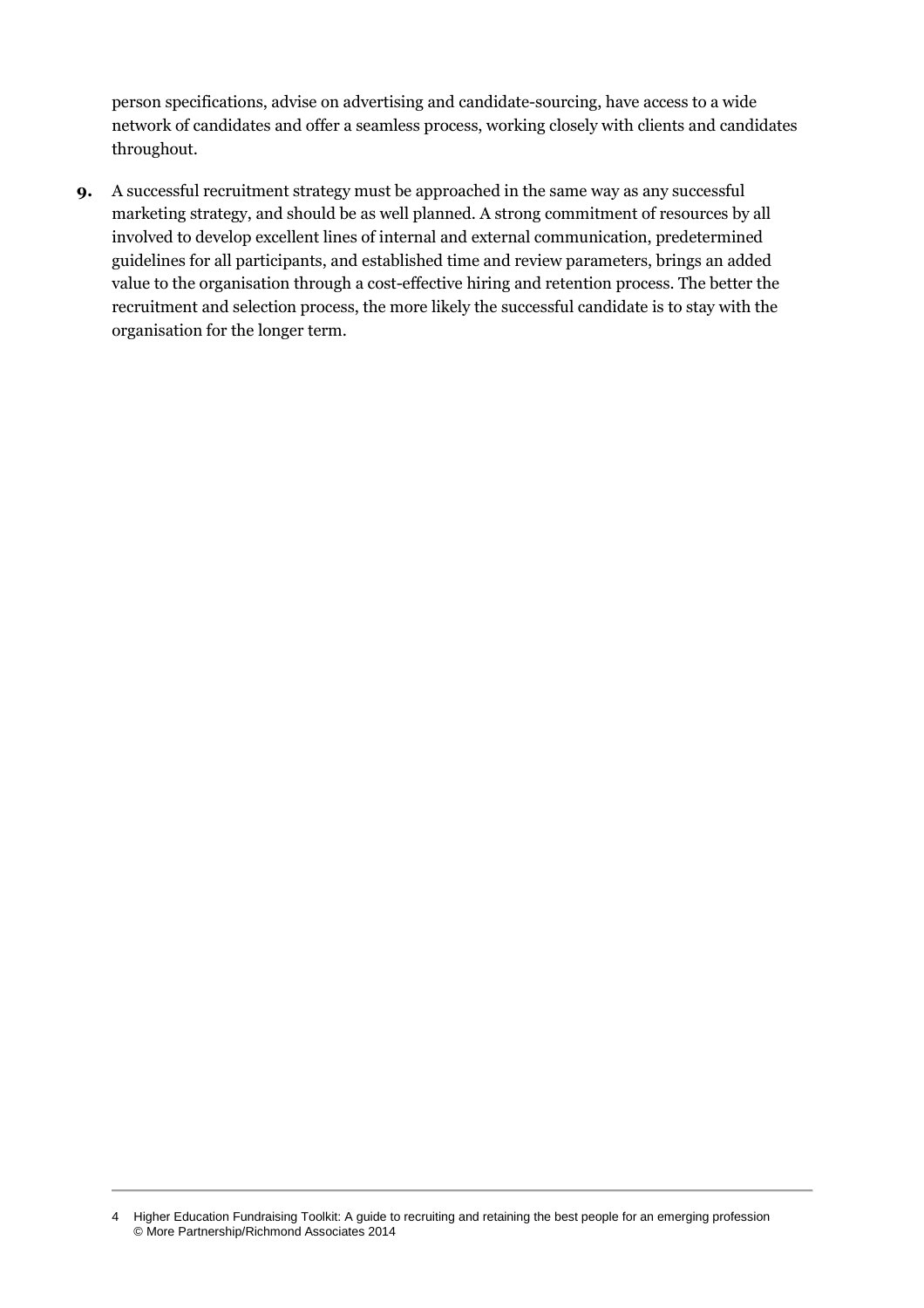person specifications, advise on advertising and candidate-sourcing, have access to a wide network of candidates and offer a seamless process, working closely with clients and candidates throughout.

**9.** A successful recruitment strategy must be approached in the same way as any successful marketing strategy, and should be as well planned. A strong commitment of resources by all involved to develop excellent lines of internal and external communication, predetermined guidelines for all participants, and established time and review parameters, brings an added value to the organisation through a cost-effective hiring and retention process. The better the recruitment and selection process, the more likely the successful candidate is to stay with the organisation for the longer term.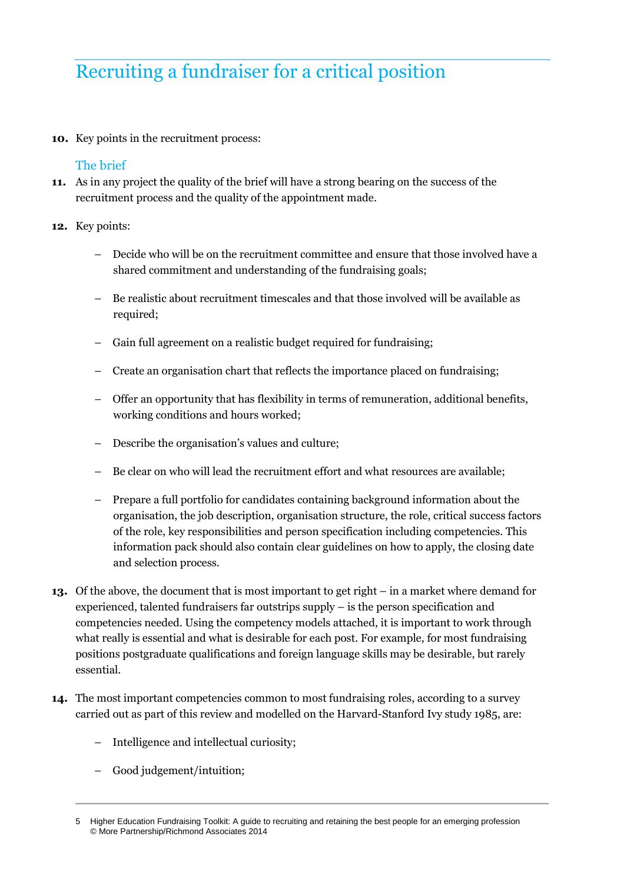# Recruiting a fundraiser for a critical position

**10.** Key points in the recruitment process:

## The brief

**11.** As in any project the quality of the brief will have a strong bearing on the success of the recruitment process and the quality of the appointment made.

**12.** Key points:

- Decide who will be on the recruitment committee and ensure that those involved have a shared commitment and understanding of the fundraising goals;
- Be realistic about recruitment timescales and that those involved will be available as required;
- Gain full agreement on a realistic budget required for fundraising;
- Create an organisation chart that reflects the importance placed on fundraising;
- Offer an opportunity that has flexibility in terms of remuneration, additional benefits, working conditions and hours worked;
- Describe the organisation's values and culture;
- Be clear on who will lead the recruitment effort and what resources are available;
- Prepare a full portfolio for candidates containing background information about the organisation, the job description, organisation structure, the role, critical success factors of the role, key responsibilities and person specification including competencies. This information pack should also contain clear guidelines on how to apply, the closing date and selection process.

**13.** Of the above, the document that is most important to get right – in a market where demand for experienced, talented fundraisers far outstrips supply – is the person specification and competencies needed. Using the competency models attached, it is important to work through what really is essential and what is desirable for each post. For example, for most fundraising positions postgraduate qualifications and foreign language skills may be desirable, but rarely essential.

**14.** The most important competencies common to most fundraising roles, according to a survey carried out as part of this review and modelled on the Harvard-Stanford Ivy study 1985, are:

- Intelligence and intellectual curiosity;
- Good judgement/intuition;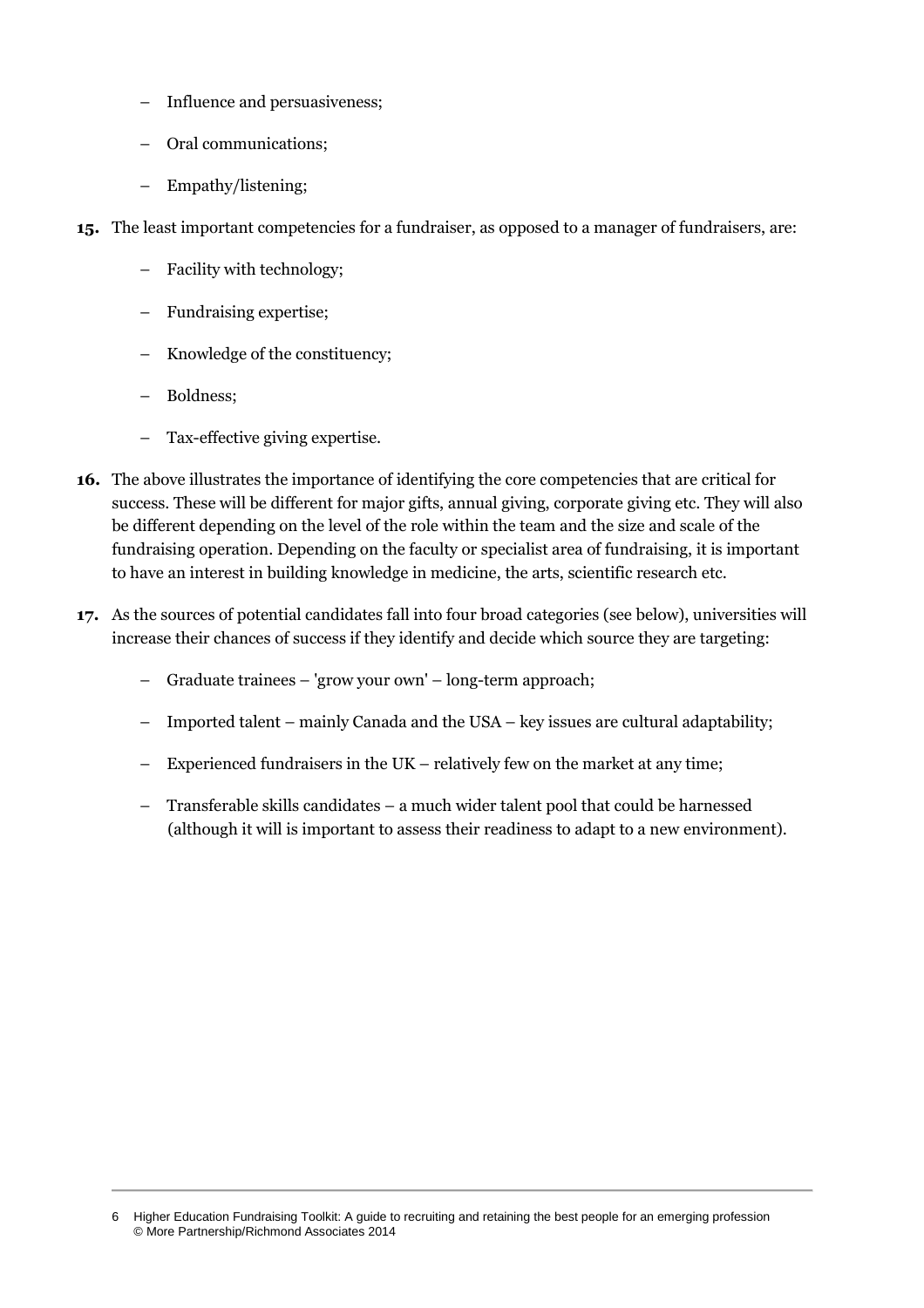- Influence and persuasiveness;
- Oral communications;
- Empathy/listening;

**15.** The least important competencies for a fundraiser, as opposed to a manager of fundraisers, are:

- Facility with technology;
- Fundraising expertise;
- Knowledge of the constituency;
- Boldness;
- Tax-effective giving expertise.

**16.** The above illustrates the importance of identifying the core competencies that are critical for success. These will be different for major gifts, annual giving, corporate giving etc. They will also be different depending on the level of the role within the team and the size and scale of the fundraising operation. Depending on the faculty or specialist area of fundraising, it is important to have an interest in building knowledge in medicine, the arts, scientific research etc.

**17.** As the sources of potential candidates fall into four broad categories (see below), universities will increase their chances of success if they identify and decide which source they are targeting:

- Graduate trainees – 'grow your own' – long-term approach;
- Imported talent – mainly Canada and the USA – key issues are cultural adaptability;
- Experienced fundraisers in the UK – relatively few on the market at any time;
- Transferable skills candidates – a much wider talent pool that could be harnessed (although it will is important to assess their readiness to adapt to a new environment).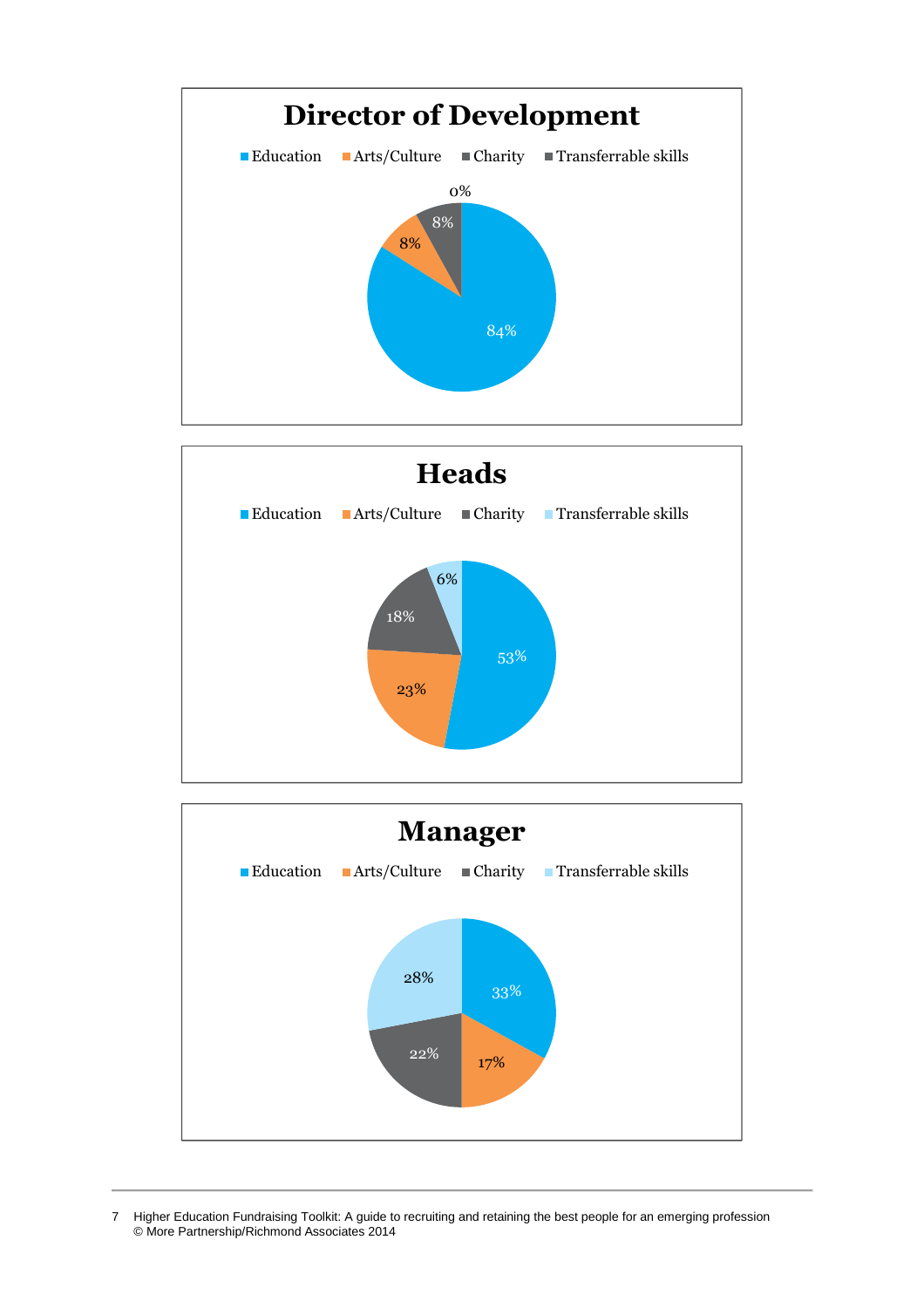## Director of Development

| Education | Arts/Culture | Charity | Transferrable skills |
|---|---|---|---|
| 84% | 8% | 8% | 0% |

## Heads

| Education | Arts/Culture | Charity | Transferrable skills |
|---|---|---|---|
| 53% | 23% | 18% | 6% |

## Manager

| Education | Arts/Culture | Charity | Transferrable skills |
|---|---|---|---|
| 33% | 17% | 22% | 28% |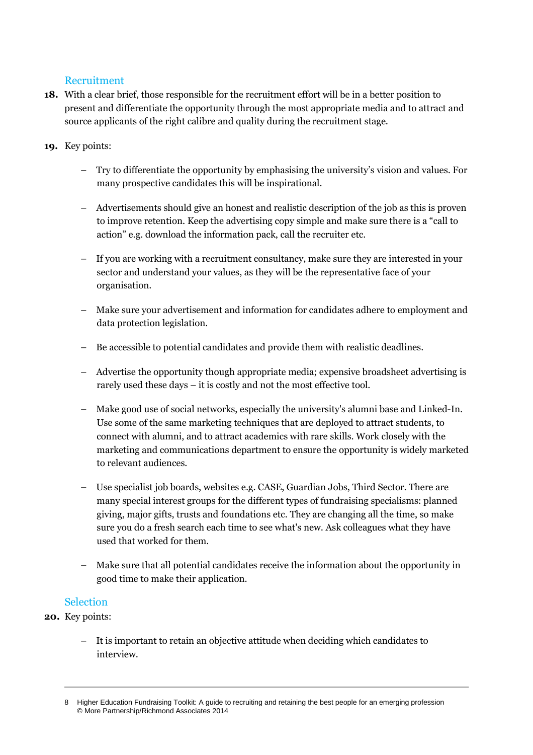## Recruitment

**18.** With a clear brief, those responsible for the recruitment effort will be in a better position to present and differentiate the opportunity through the most appropriate media and to attract and source applicants of the right calibre and quality during the recruitment stage.

**19.** Key points:

- Try to differentiate the opportunity by emphasising the university's vision and values. For many prospective candidates this will be inspirational.
- Advertisements should give an honest and realistic description of the job as this is proven to improve retention. Keep the advertising copy simple and make sure there is a "call to action" e.g. download the information pack, call the recruiter etc.
- If you are working with a recruitment consultancy, make sure they are interested in your sector and understand your values, as they will be the representative face of your organisation.
- Make sure your advertisement and information for candidates adhere to employment and data protection legislation.
- Be accessible to potential candidates and provide them with realistic deadlines.
- Advertise the opportunity though appropriate media; expensive broadsheet advertising is rarely used these days – it is costly and not the most effective tool.
- Make good use of social networks, especially the university's alumni base and Linked-In. Use some of the same marketing techniques that are deployed to attract students, to connect with alumni, and to attract academics with rare skills. Work closely with the marketing and communications department to ensure the opportunity is widely marketed to relevant audiences.
- Use specialist job boards, websites e.g. CASE, Guardian Jobs, Third Sector. There are many special interest groups for the different types of fundraising specialisms: planned giving, major gifts, trusts and foundations etc. They are changing all the time, so make sure you do a fresh search each time to see what's new. Ask colleagues what they have used that worked for them.
- Make sure that all potential candidates receive the information about the opportunity in good time to make their application.

## Selection

**20.** Key points:

- It is important to retain an objective attitude when deciding which candidates to interview.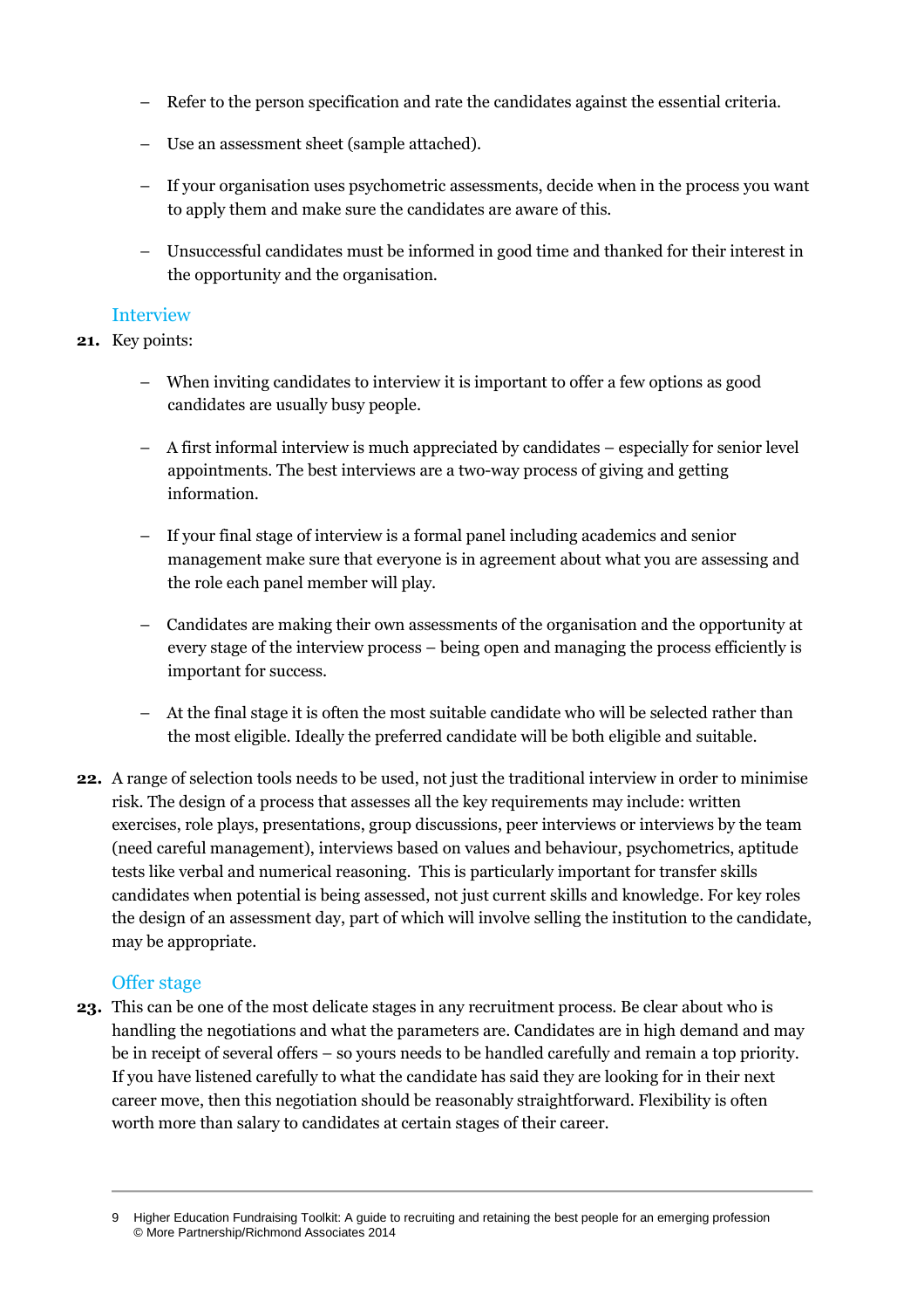- Refer to the person specification and rate the candidates against the essential criteria.
- Use an assessment sheet (sample attached).
- If your organisation uses psychometric assessments, decide when in the process you want to apply them and make sure the candidates are aware of this.
- Unsuccessful candidates must be informed in good time and thanked for their interest in the opportunity and the organisation.

## Interview

**21.** Key points:

- When inviting candidates to interview it is important to offer a few options as good candidates are usually busy people.
- A first informal interview is much appreciated by candidates – especially for senior level appointments. The best interviews are a two-way process of giving and getting information.
- If your final stage of interview is a formal panel including academics and senior management make sure that everyone is in agreement about what you are assessing and the role each panel member will play.
- Candidates are making their own assessments of the organisation and the opportunity at every stage of the interview process – being open and managing the process efficiently is important for success.
- At the final stage it is often the most suitable candidate who will be selected rather than the most eligible. Ideally the preferred candidate will be both eligible and suitable.

**22.** A range of selection tools needs to be used, not just the traditional interview in order to minimise risk. The design of a process that assesses all the key requirements may include: written exercises, role plays, presentations, group discussions, peer interviews or interviews by the team (need careful management), interviews based on values and behaviour, psychometrics, aptitude tests like verbal and numerical reasoning. This is particularly important for transfer skills candidates when potential is being assessed, not just current skills and knowledge. For key roles the design of an assessment day, part of which will involve selling the institution to the candidate, may be appropriate.

## Offer stage

**23.** This can be one of the most delicate stages in any recruitment process. Be clear about who is handling the negotiations and what the parameters are. Candidates are in high demand and may be in receipt of several offers – so yours needs to be handled carefully and remain a top priority. If you have listened carefully to what the candidate has said they are looking for in their next career move, then this negotiation should be reasonably straightforward. Flexibility is often worth more than salary to candidates at certain stages of their career.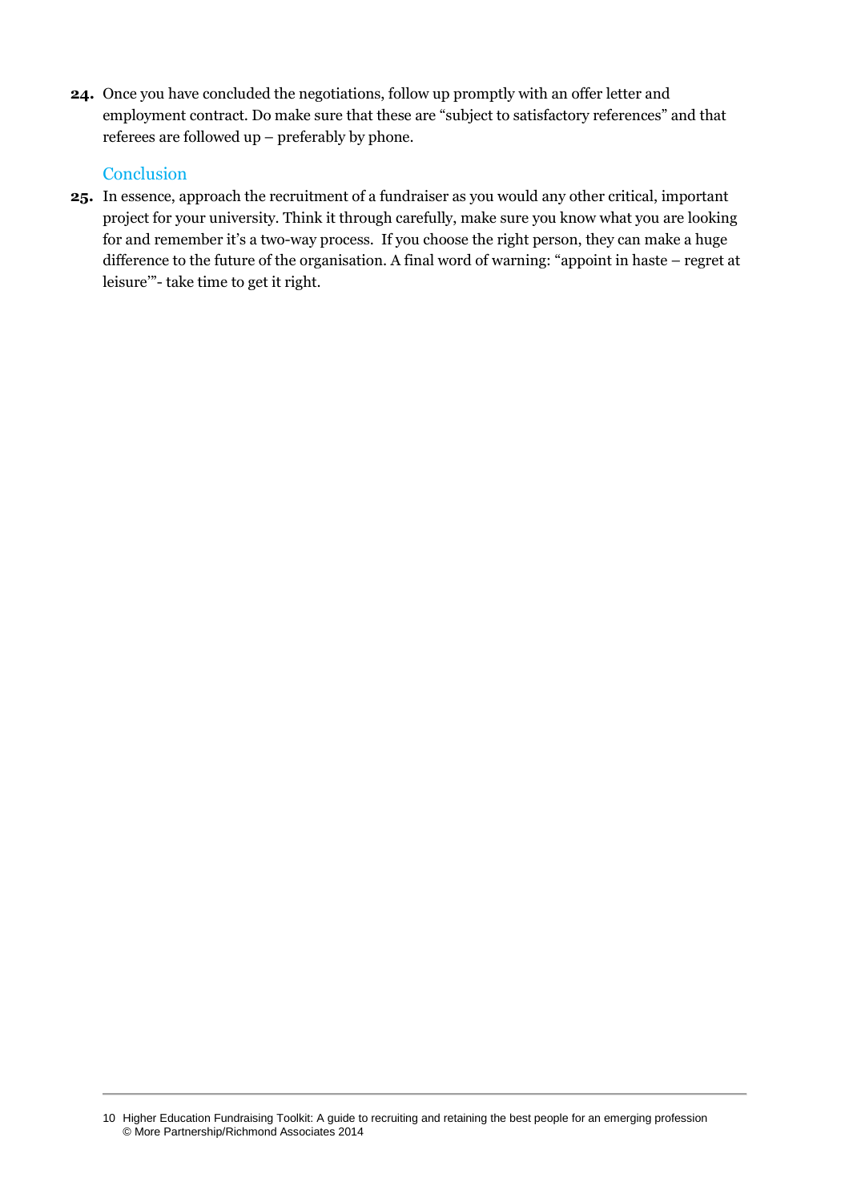**24.** Once you have concluded the negotiations, follow up promptly with an offer letter and employment contract. Do make sure that these are "subject to satisfactory references" and that referees are followed up – preferably by phone.

## Conclusion

**25.** In essence, approach the recruitment of a fundraiser as you would any other critical, important project for your university. Think it through carefully, make sure you know what you are looking for and remember it's a two-way process. If you choose the right person, they can make a huge difference to the future of the organisation. A final word of warning: "appoint in haste – regret at leisure'"- take time to get it right.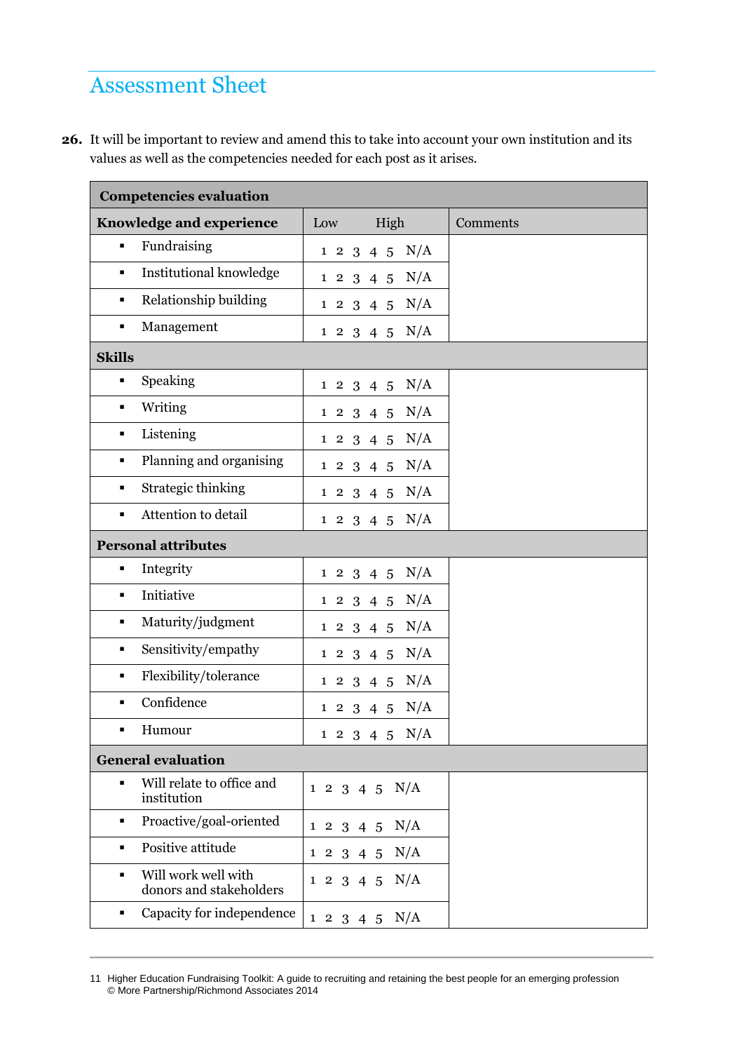## Assessment Sheet

**26.** It will be important to review and amend this to take into account your own institution and its values as well as the competencies needed for each post as it arises.

| **Competencies evaluation** | | |
|---|---|---|
| **Knowledge and experience** | Low High | Comments |
| ▪ Fundraising | 1 2 3 4 5 N/A | |
| ▪ Institutional knowledge | 1 2 3 4 5 N/A | |
| ▪ Relationship building | 1 2 3 4 5 N/A | |
| ▪ Management | 1 2 3 4 5 N/A | |
| **Skills** | | |
| ▪ Speaking | 1 2 3 4 5 N/A | |
| ▪ Writing | 1 2 3 4 5 N/A | |
| ▪ Listening | 1 2 3 4 5 N/A | |
| ▪ Planning and organising | 1 2 3 4 5 N/A | |
| ▪ Strategic thinking | 1 2 3 4 5 N/A | |
| ▪ Attention to detail | 1 2 3 4 5 N/A | |
| **Personal attributes** | | |
| ▪ Integrity | 1 2 3 4 5 N/A | |
| ▪ Initiative | 1 2 3 4 5 N/A | |
| ▪ Maturity/judgment | 1 2 3 4 5 N/A | |
| ▪ Sensitivity/empathy | 1 2 3 4 5 N/A | |
| ▪ Flexibility/tolerance | 1 2 3 4 5 N/A | |
| ▪ Confidence | 1 2 3 4 5 N/A | |
| ▪ Humour | 1 2 3 4 5 N/A | |
| **General evaluation** | | |
| ▪ Will relate to office and institution | 1 2 3 4 5 N/A | |
| ▪ Proactive/goal-oriented | 1 2 3 4 5 N/A | |
| ▪ Positive attitude | 1 2 3 4 5 N/A | |
| ▪ Will work well with donors and stakeholders | 1 2 3 4 5 N/A | |
| ▪ Capacity for independence | 1 2 3 4 5 N/A | |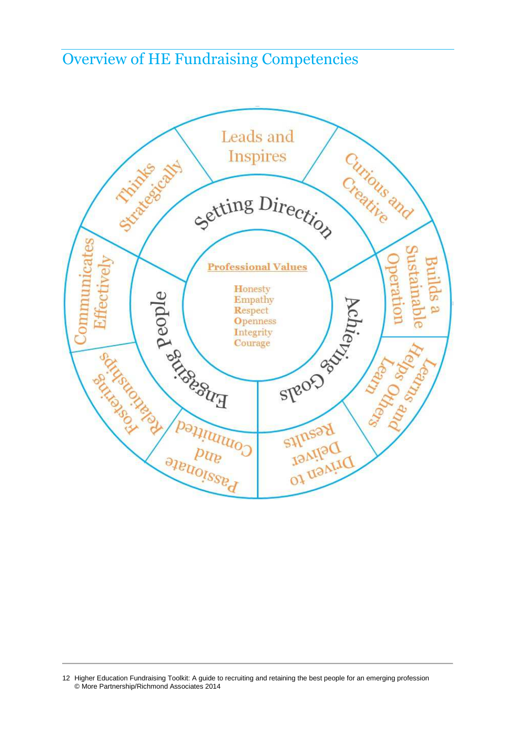# Overview of HE Fundraising Competencies

**Professional Values**

- Honesty
- Empathy
- Respect
- Openness
- Integrity
- Courage

**Setting Direction**

- Thinks Strategically
- Leads and Inspires
- Curious and Creative

**Achieving Goals**

- Builds a Sustainable Operation
- Learns and Helps Others Learn
- Driven to Deliver Results

**Engaging People**

- Passionate and Committed
- Fostering Relationships
- Communicates Effectively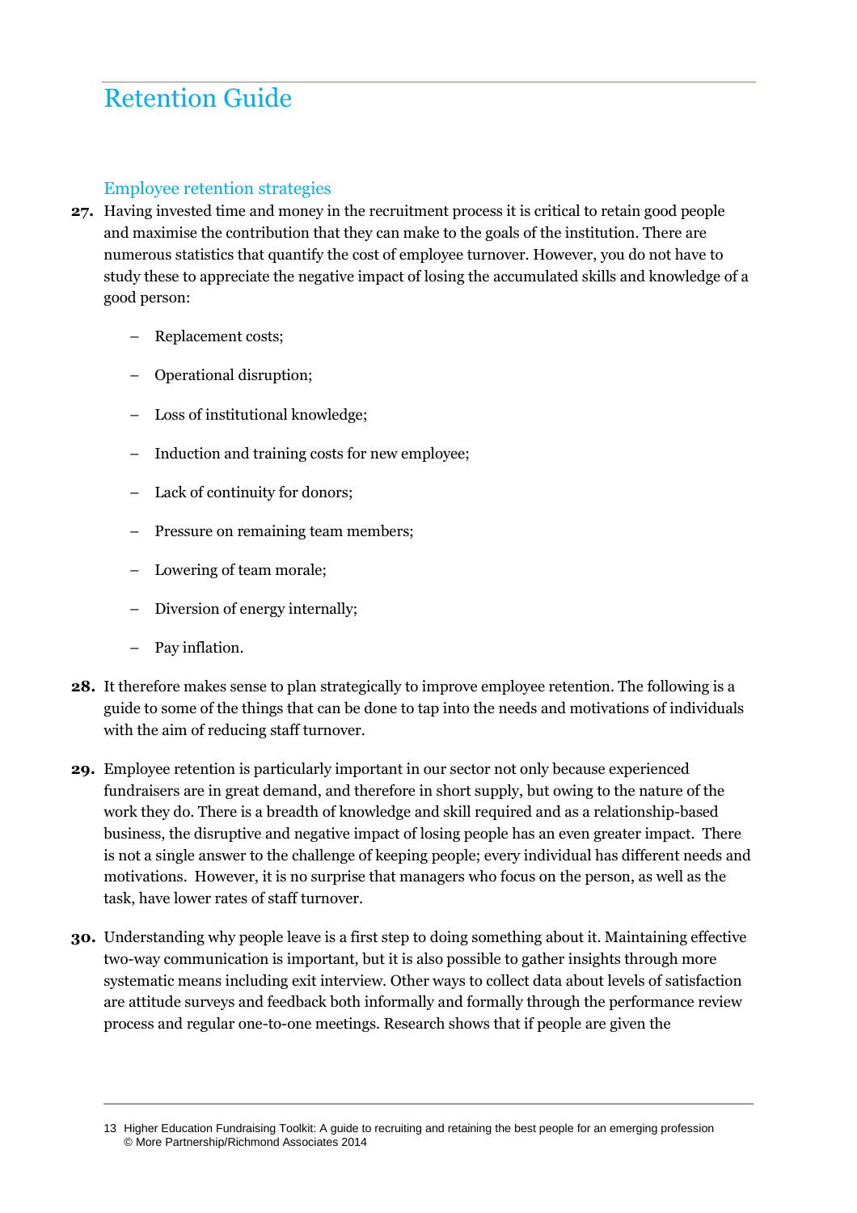# Retention Guide

## Employee retention strategies

**27.** Having invested time and money in the recruitment process it is critical to retain good people and maximise the contribution that they can make to the goals of the institution. There are numerous statistics that quantify the cost of employee turnover. However, you do not have to study these to appreciate the negative impact of losing the accumulated skills and knowledge of a good person:

- Replacement costs;
- Operational disruption;
- Loss of institutional knowledge;
- Induction and training costs for new employee;
- Lack of continuity for donors;
- Pressure on remaining team members;
- Lowering of team morale;
- Diversion of energy internally;
- Pay inflation.

**28.** It therefore makes sense to plan strategically to improve employee retention. The following is a guide to some of the things that can be done to tap into the needs and motivations of individuals with the aim of reducing staff turnover.

**29.** Employee retention is particularly important in our sector not only because experienced fundraisers are in great demand, and therefore in short supply, but owing to the nature of the work they do. There is a breadth of knowledge and skill required and as a relationship-based business, the disruptive and negative impact of losing people has an even greater impact. There is not a single answer to the challenge of keeping people; every individual has different needs and motivations. However, it is no surprise that managers who focus on the person, as well as the task, have lower rates of staff turnover.

**30.** Understanding why people leave is a first step to doing something about it. Maintaining effective two-way communication is important, but it is also possible to gather insights through more systematic means including exit interview. Other ways to collect data about levels of satisfaction are attitude surveys and feedback both informally and formally through the performance review process and regular one-to-one meetings. Research shows that if people are given the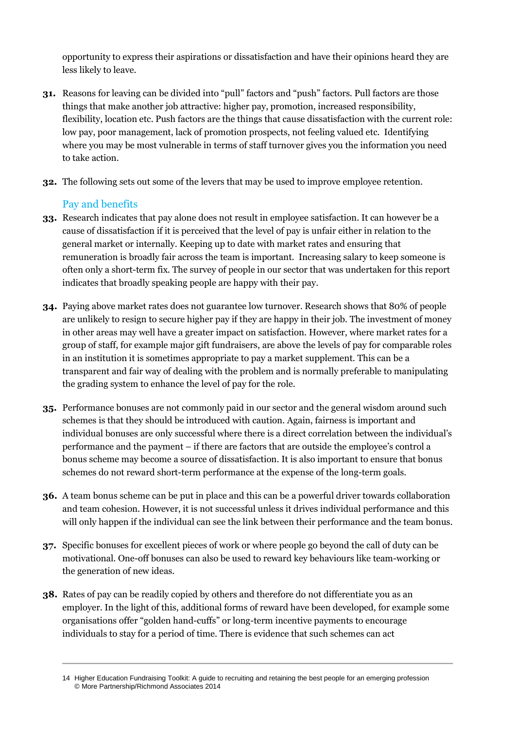opportunity to express their aspirations or dissatisfaction and have their opinions heard they are less likely to leave.

**31.** Reasons for leaving can be divided into "pull" factors and "push" factors. Pull factors are those things that make another job attractive: higher pay, promotion, increased responsibility, flexibility, location etc. Push factors are the things that cause dissatisfaction with the current role: low pay, poor management, lack of promotion prospects, not feeling valued etc. Identifying where you may be most vulnerable in terms of staff turnover gives you the information you need to take action.

**32.** The following sets out some of the levers that may be used to improve employee retention.

### Pay and benefits

**33.** Research indicates that pay alone does not result in employee satisfaction. It can however be a cause of dissatisfaction if it is perceived that the level of pay is unfair either in relation to the general market or internally. Keeping up to date with market rates and ensuring that remuneration is broadly fair across the team is important. Increasing salary to keep someone is often only a short-term fix. The survey of people in our sector that was undertaken for this report indicates that broadly speaking people are happy with their pay.

**34.** Paying above market rates does not guarantee low turnover. Research shows that 80% of people are unlikely to resign to secure higher pay if they are happy in their job. The investment of money in other areas may well have a greater impact on satisfaction. However, where market rates for a group of staff, for example major gift fundraisers, are above the levels of pay for comparable roles in an institution it is sometimes appropriate to pay a market supplement. This can be a transparent and fair way of dealing with the problem and is normally preferable to manipulating the grading system to enhance the level of pay for the role.

**35.** Performance bonuses are not commonly paid in our sector and the general wisdom around such schemes is that they should be introduced with caution. Again, fairness is important and individual bonuses are only successful where there is a direct correlation between the individual's performance and the payment – if there are factors that are outside the employee's control a bonus scheme may become a source of dissatisfaction. It is also important to ensure that bonus schemes do not reward short-term performance at the expense of the long-term goals.

**36.** A team bonus scheme can be put in place and this can be a powerful driver towards collaboration and team cohesion. However, it is not successful unless it drives individual performance and this will only happen if the individual can see the link between their performance and the team bonus.

**37.** Specific bonuses for excellent pieces of work or where people go beyond the call of duty can be motivational. One-off bonuses can also be used to reward key behaviours like team-working or the generation of new ideas.

**38.** Rates of pay can be readily copied by others and therefore do not differentiate you as an employer. In the light of this, additional forms of reward have been developed, for example some organisations offer "golden hand-cuffs" or long-term incentive payments to encourage individuals to stay for a period of time. There is evidence that such schemes can act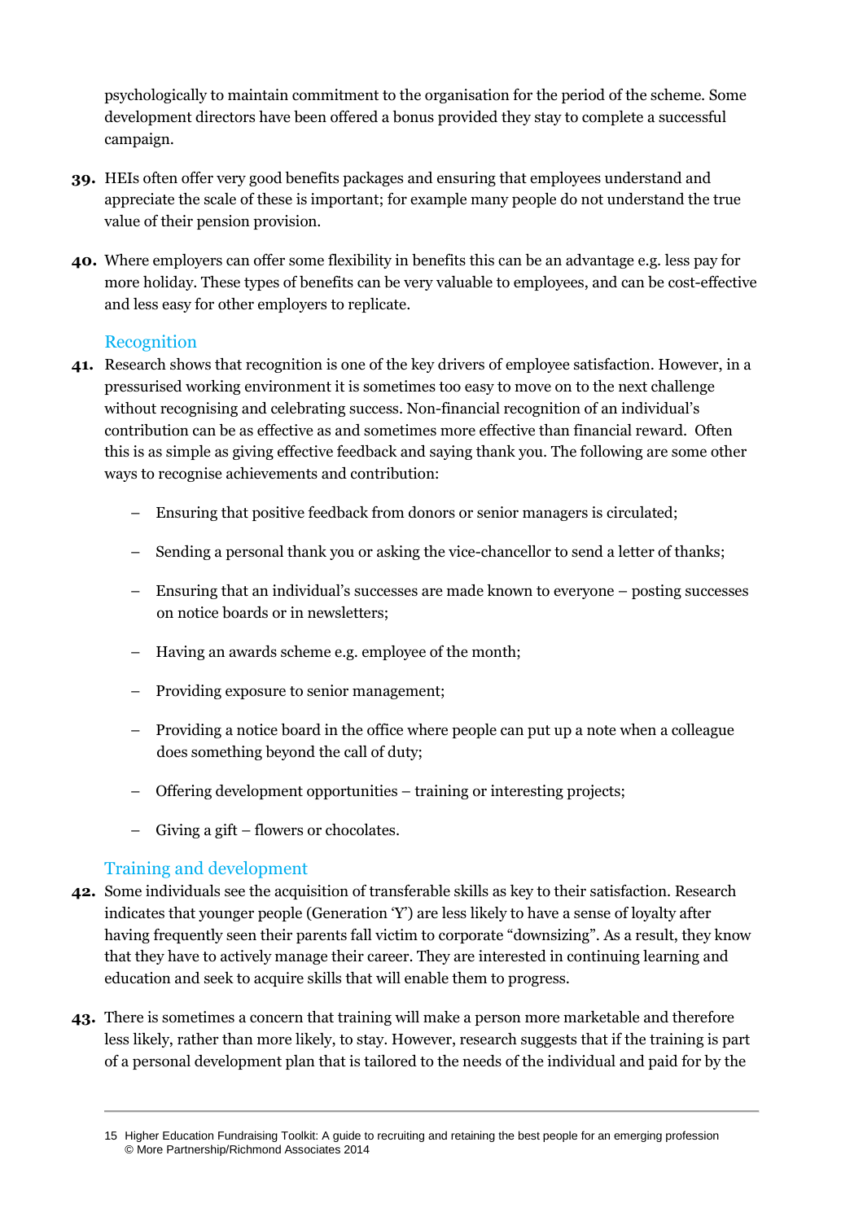psychologically to maintain commitment to the organisation for the period of the scheme. Some development directors have been offered a bonus provided they stay to complete a successful campaign.

**39.** HEIs often offer very good benefits packages and ensuring that employees understand and appreciate the scale of these is important; for example many people do not understand the true value of their pension provision.

**40.** Where employers can offer some flexibility in benefits this can be an advantage e.g. less pay for more holiday. These types of benefits can be very valuable to employees, and can be cost-effective and less easy for other employers to replicate.

### Recognition

**41.** Research shows that recognition is one of the key drivers of employee satisfaction. However, in a pressurised working environment it is sometimes too easy to move on to the next challenge without recognising and celebrating success. Non-financial recognition of an individual's contribution can be as effective as and sometimes more effective than financial reward. Often this is as simple as giving effective feedback and saying thank you. The following are some other ways to recognise achievements and contribution:

- Ensuring that positive feedback from donors or senior managers is circulated;
- Sending a personal thank you or asking the vice-chancellor to send a letter of thanks;
- Ensuring that an individual's successes are made known to everyone – posting successes on notice boards or in newsletters;
- Having an awards scheme e.g. employee of the month;
- Providing exposure to senior management;
- Providing a notice board in the office where people can put up a note when a colleague does something beyond the call of duty;
- Offering development opportunities – training or interesting projects;
- Giving a gift – flowers or chocolates.

### Training and development

**42.** Some individuals see the acquisition of transferable skills as key to their satisfaction. Research indicates that younger people (Generation 'Y') are less likely to have a sense of loyalty after having frequently seen their parents fall victim to corporate "downsizing". As a result, they know that they have to actively manage their career. They are interested in continuing learning and education and seek to acquire skills that will enable them to progress.

**43.** There is sometimes a concern that training will make a person more marketable and therefore less likely, rather than more likely, to stay. However, research suggests that if the training is part of a personal development plan that is tailored to the needs of the individual and paid for by the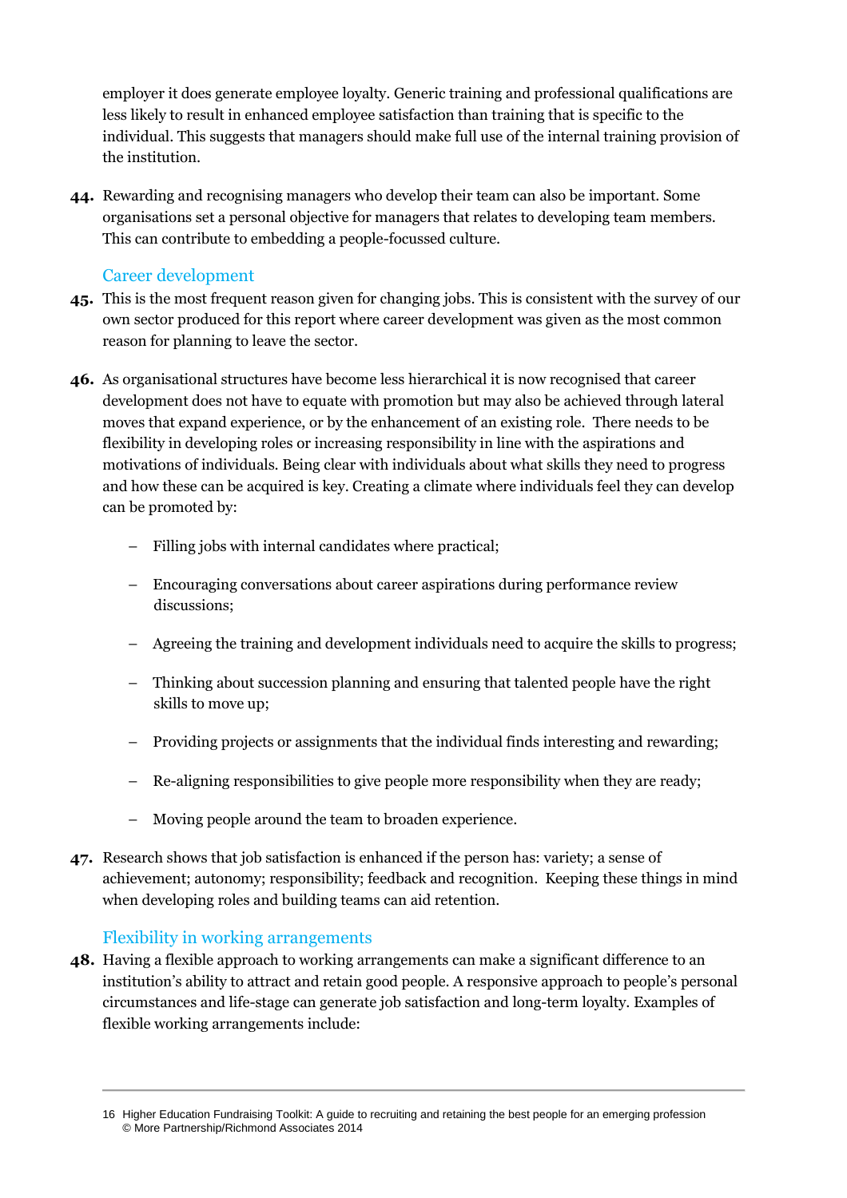employer it does generate employee loyalty. Generic training and professional qualifications are less likely to result in enhanced employee satisfaction than training that is specific to the individual. This suggests that managers should make full use of the internal training provision of the institution.

**44.** Rewarding and recognising managers who develop their team can also be important. Some organisations set a personal objective for managers that relates to developing team members. This can contribute to embedding a people-focussed culture.

### Career development

**45.** This is the most frequent reason given for changing jobs. This is consistent with the survey of our own sector produced for this report where career development was given as the most common reason for planning to leave the sector.

**46.** As organisational structures have become less hierarchical it is now recognised that career development does not have to equate with promotion but may also be achieved through lateral moves that expand experience, or by the enhancement of an existing role. There needs to be flexibility in developing roles or increasing responsibility in line with the aspirations and motivations of individuals. Being clear with individuals about what skills they need to progress and how these can be acquired is key. Creating a climate where individuals feel they can develop can be promoted by:

- Filling jobs with internal candidates where practical;
- Encouraging conversations about career aspirations during performance review discussions;
- Agreeing the training and development individuals need to acquire the skills to progress;
- Thinking about succession planning and ensuring that talented people have the right skills to move up;
- Providing projects or assignments that the individual finds interesting and rewarding;
- Re-aligning responsibilities to give people more responsibility when they are ready;
- Moving people around the team to broaden experience.

**47.** Research shows that job satisfaction is enhanced if the person has: variety; a sense of achievement; autonomy; responsibility; feedback and recognition. Keeping these things in mind when developing roles and building teams can aid retention.

### Flexibility in working arrangements

**48.** Having a flexible approach to working arrangements can make a significant difference to an institution's ability to attract and retain good people. A responsive approach to people's personal circumstances and life-stage can generate job satisfaction and long-term loyalty. Examples of flexible working arrangements include: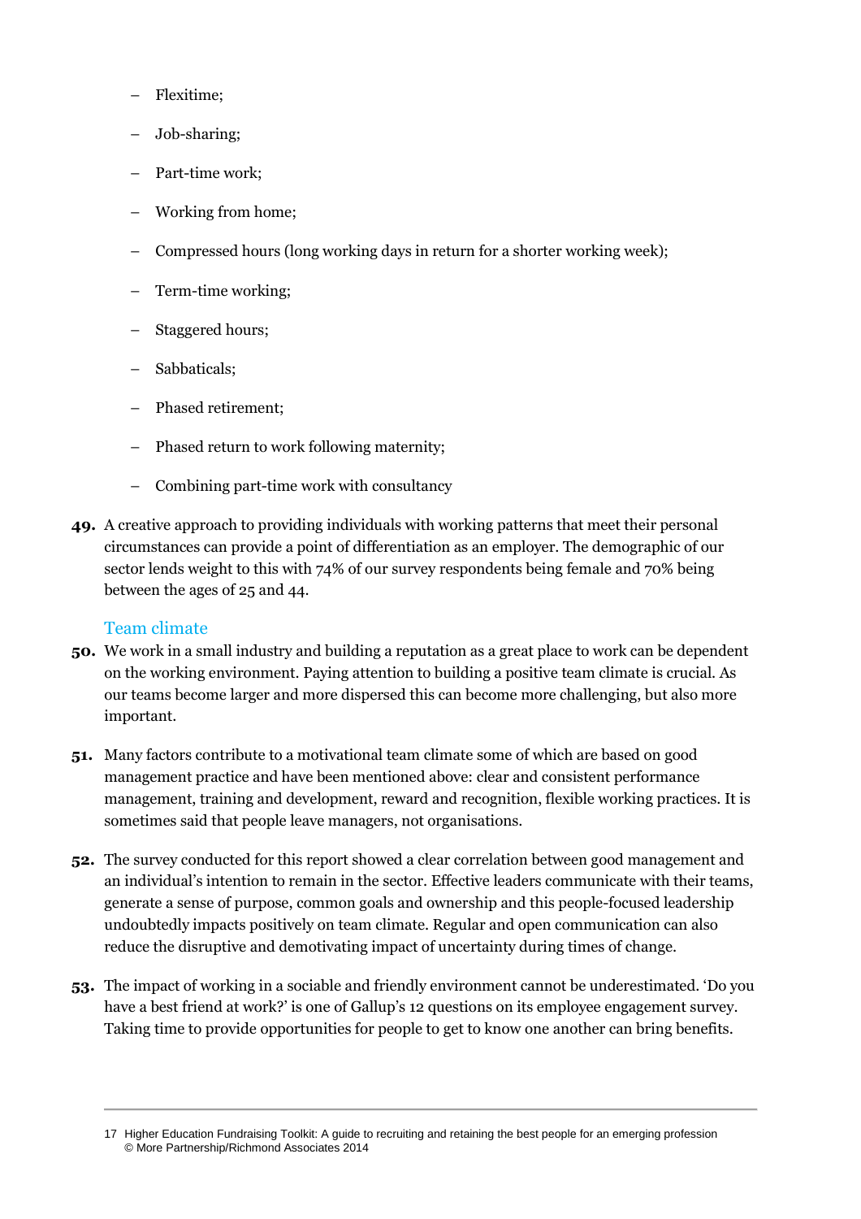- Flexitime;
- Job-sharing;
- Part-time work;
- Working from home;
- Compressed hours (long working days in return for a shorter working week);
- Term-time working;
- Staggered hours;
- Sabbaticals;
- Phased retirement;
- Phased return to work following maternity;
- Combining part-time work with consultancy

**49.** A creative approach to providing individuals with working patterns that meet their personal circumstances can provide a point of differentiation as an employer. The demographic of our sector lends weight to this with 74% of our survey respondents being female and 70% being between the ages of 25 and 44.

## Team climate

**50.** We work in a small industry and building a reputation as a great place to work can be dependent on the working environment. Paying attention to building a positive team climate is crucial. As our teams become larger and more dispersed this can become more challenging, but also more important.

**51.** Many factors contribute to a motivational team climate some of which are based on good management practice and have been mentioned above: clear and consistent performance management, training and development, reward and recognition, flexible working practices. It is sometimes said that people leave managers, not organisations.

**52.** The survey conducted for this report showed a clear correlation between good management and an individual's intention to remain in the sector. Effective leaders communicate with their teams, generate a sense of purpose, common goals and ownership and this people-focused leadership undoubtedly impacts positively on team climate. Regular and open communication can also reduce the disruptive and demotivating impact of uncertainty during times of change.

**53.** The impact of working in a sociable and friendly environment cannot be underestimated. 'Do you have a best friend at work?' is one of Gallup's 12 questions on its employee engagement survey. Taking time to provide opportunities for people to get to know one another can bring benefits.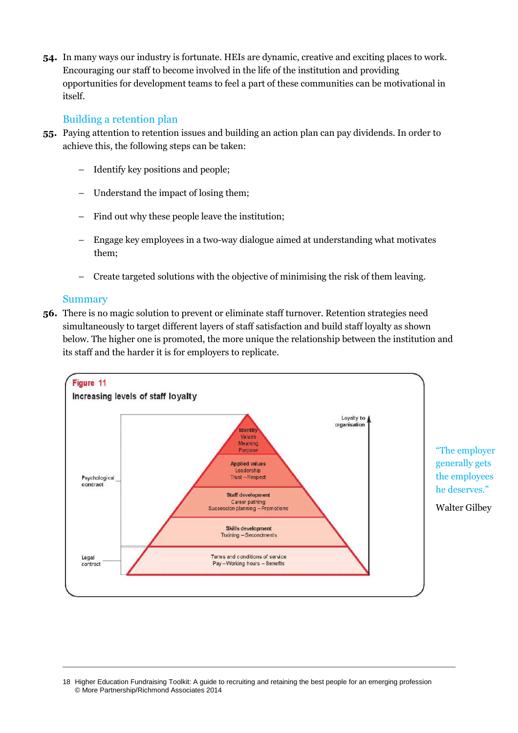**54.** In many ways our industry is fortunate. HEIs are dynamic, creative and exciting places to work. Encouraging our staff to become involved in the life of the institution and providing opportunities for development teams to feel a part of these communities can be motivational in itself.

## Building a retention plan

**55.** Paying attention to retention issues and building an action plan can pay dividends. In order to achieve this, the following steps can be taken:

- Identify key positions and people;
- Understand the impact of losing them;
- Find out why these people leave the institution;
- Engage key employees in a two-way dialogue aimed at understanding what motivates them;
- Create targeted solutions with the objective of minimising the risk of them leaving.

## Summary

**56.** There is no magic solution to prevent or eliminate staff turnover. Retention strategies need simultaneously to target different layers of staff satisfaction and build staff loyalty as shown below. The higher one is promoted, the more unique the relationship between the institution and its staff and the harder it is for employers to replicate.

**Figure 11**

**Increasing levels of staff loyalty**

Loyalty to organisation

Psychological contract:
- **Identity** – Values – Meaning – Purpose
- **Applied values** – Leadership – Trust – Respect
- **Staff development** – Career pathing – Succession planning – Promotions
- **Skills development** – Training – Secondments

Legal contract:
- Terms and conditions of service – Pay – Working hours – Benefits

"The employer generally gets the employees he deserves."

Walter Gilbey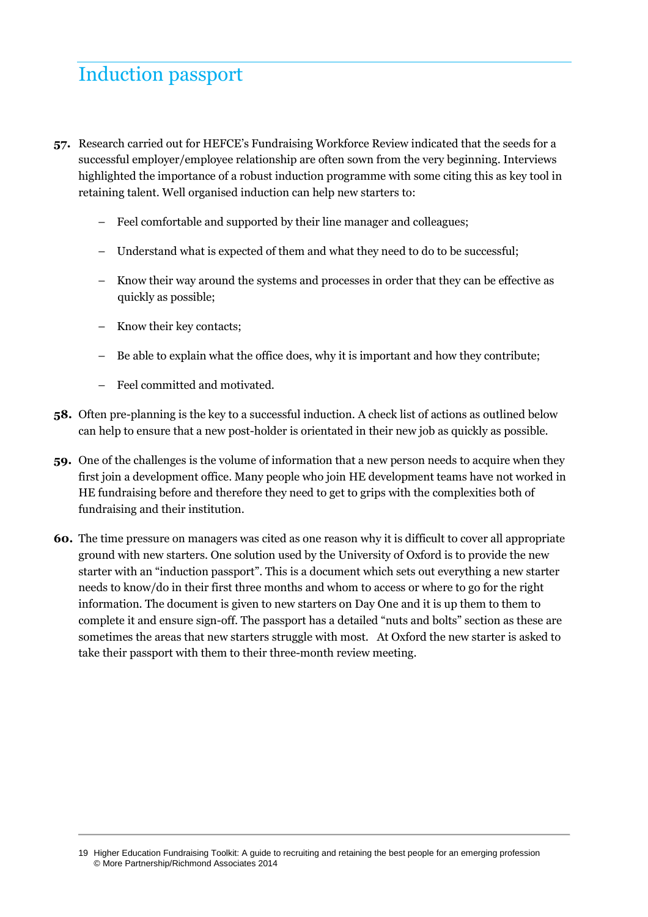## Induction passport

**57.** Research carried out for HEFCE's Fundraising Workforce Review indicated that the seeds for a successful employer/employee relationship are often sown from the very beginning. Interviews highlighted the importance of a robust induction programme with some citing this as key tool in retaining talent. Well organised induction can help new starters to:

- Feel comfortable and supported by their line manager and colleagues;
- Understand what is expected of them and what they need to do to be successful;
- Know their way around the systems and processes in order that they can be effective as quickly as possible;
- Know their key contacts;
- Be able to explain what the office does, why it is important and how they contribute;
- Feel committed and motivated.

**58.** Often pre-planning is the key to a successful induction. A check list of actions as outlined below can help to ensure that a new post-holder is orientated in their new job as quickly as possible.

**59.** One of the challenges is the volume of information that a new person needs to acquire when they first join a development office. Many people who join HE development teams have not worked in HE fundraising before and therefore they need to get to grips with the complexities both of fundraising and their institution.

**60.** The time pressure on managers was cited as one reason why it is difficult to cover all appropriate ground with new starters. One solution used by the University of Oxford is to provide the new starter with an "induction passport". This is a document which sets out everything a new starter needs to know/do in their first three months and whom to access or where to go for the right information. The document is given to new starters on Day One and it is up them to them to complete it and ensure sign-off. The passport has a detailed "nuts and bolts" section as these are sometimes the areas that new starters struggle with most. At Oxford the new starter is asked to take their passport with them to their three-month review meeting.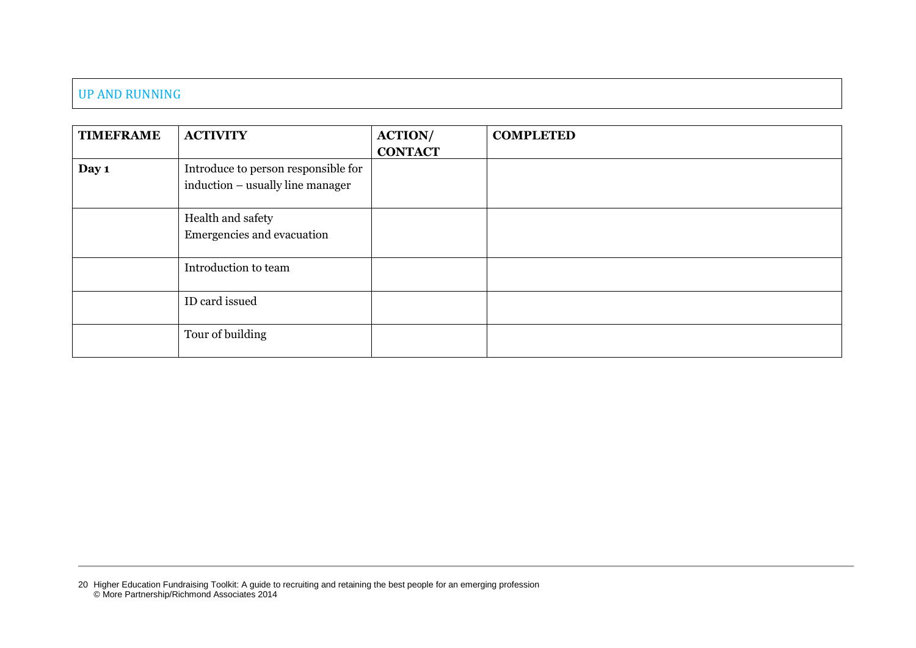## UP AND RUNNING

| TIMEFRAME | ACTIVITY | ACTION/ CONTACT | COMPLETED |
|---|---|---|---|
| **Day 1** | Introduce to person responsible for induction – usually line manager | | |
| | Health and safety<br>Emergencies and evacuation | | |
| | Introduction to team | | |
| | ID card issued | | |
| | Tour of building | | |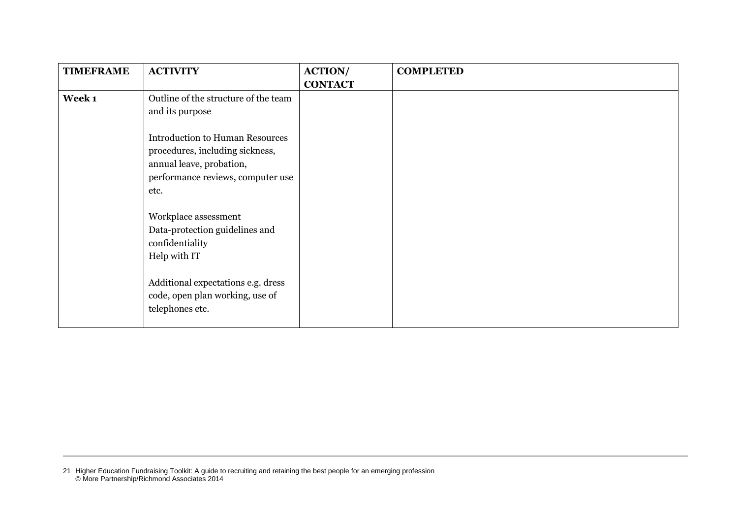| TIMEFRAME | ACTIVITY | ACTION/ CONTACT | COMPLETED |
|---|---|---|---|
| **Week 1** | Outline of the structure of the team and its purpose<br><br>Introduction to Human Resources procedures, including sickness, annual leave, probation, performance reviews, computer use etc.<br><br>Workplace assessment<br>Data-protection guidelines and confidentiality<br>Help with IT<br><br>Additional expectations e.g. dress code, open plan working, use of telephones etc. | | |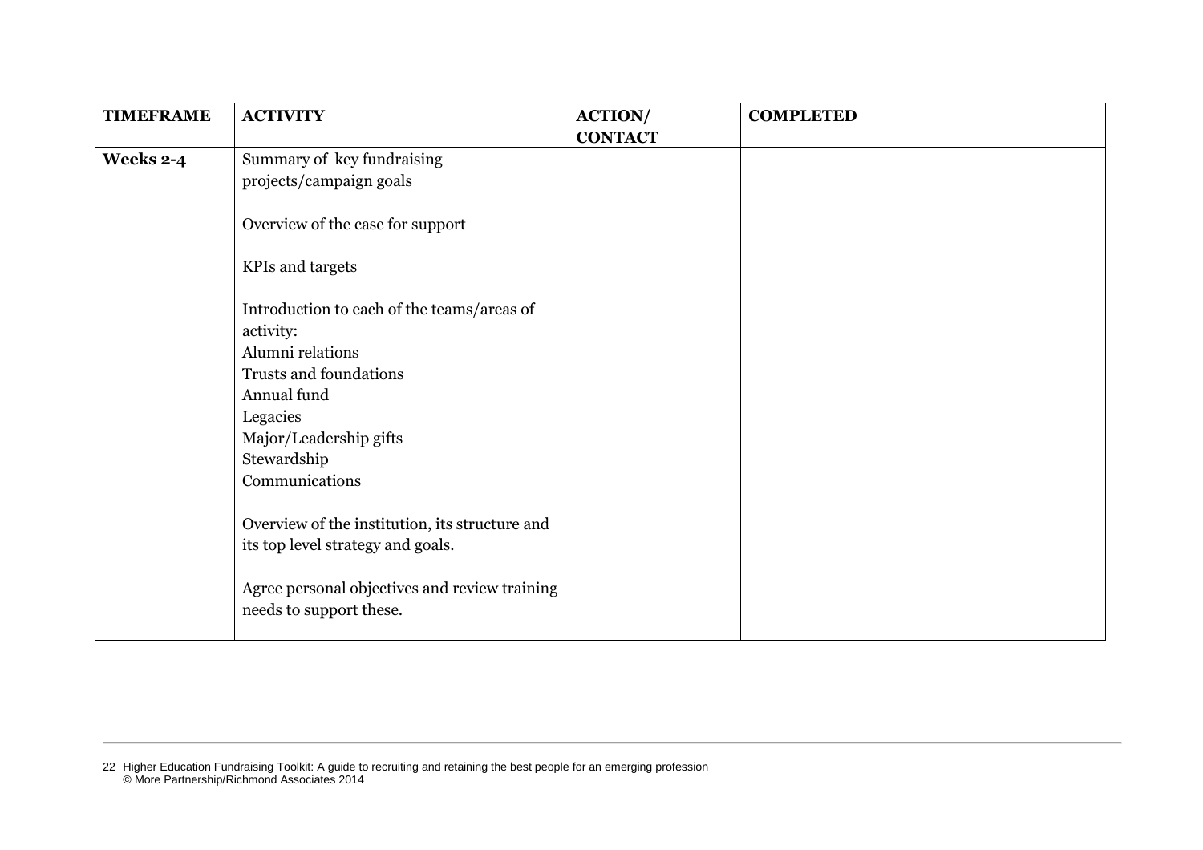| TIMEFRAME | ACTIVITY | ACTION/ CONTACT | COMPLETED |
|---|---|---|---|
| **Weeks 2-4** | Summary of key fundraising projects/campaign goals<br><br>Overview of the case for support<br><br>KPIs and targets<br><br>Introduction to each of the teams/areas of activity:<br>Alumni relations<br>Trusts and foundations<br>Annual fund<br>Legacies<br>Major/Leadership gifts<br>Stewardship<br>Communications<br><br>Overview of the institution, its structure and its top level strategy and goals.<br><br>Agree personal objectives and review training needs to support these. | | |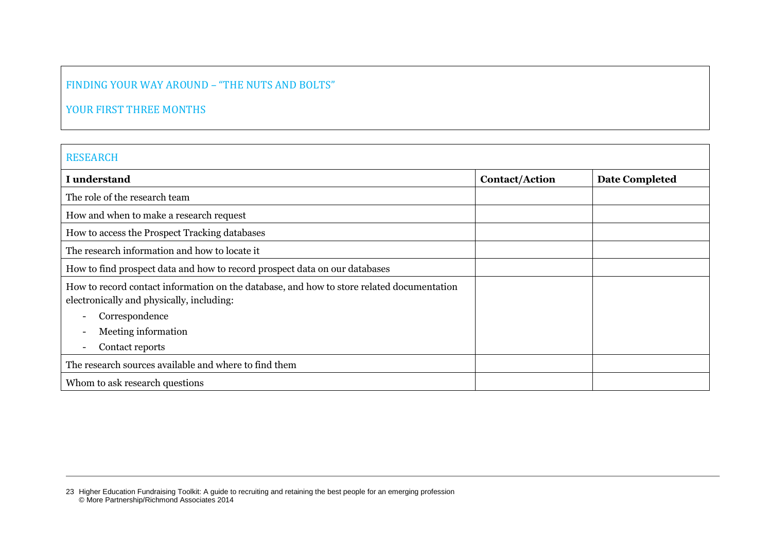## FINDING YOUR WAY AROUND – "THE NUTS AND BOLTS"

## YOUR FIRST THREE MONTHS

### RESEARCH

| I understand | Contact/Action | Date Completed |
|---|---|---|
| The role of the research team | | |
| How and when to make a research request | | |
| How to access the Prospect Tracking databases | | |
| The research information and how to locate it | | |
| How to find prospect data and how to record prospect data on our databases | | |
| How to record contact information on the database, and how to store related documentation electronically and physically, including:<br>- Correspondence<br>- Meeting information<br>- Contact reports | | |
| The research sources available and where to find them | | |
| Whom to ask research questions | | |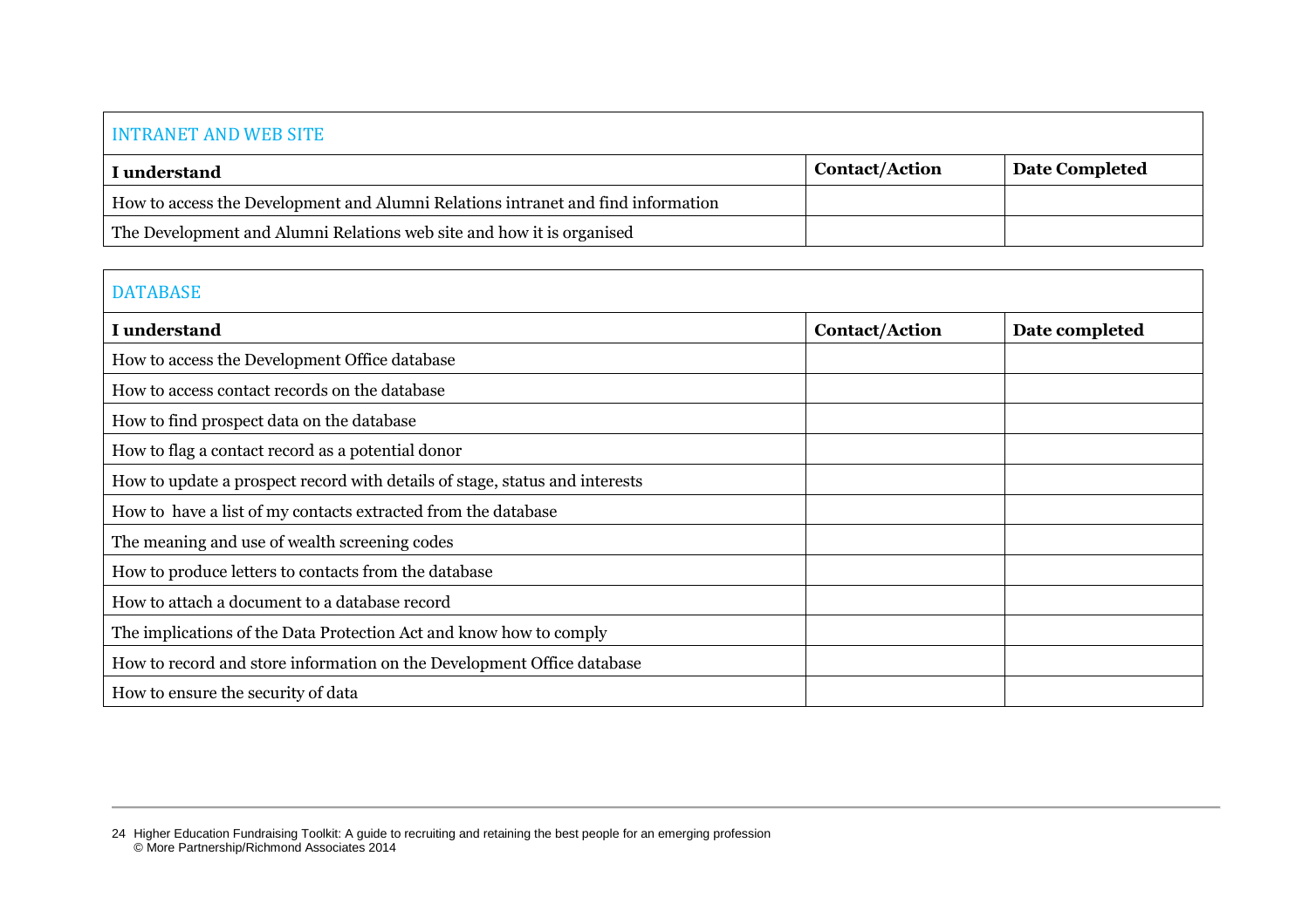## INTRANET AND WEB SITE

| I understand | Contact/Action | Date Completed |
| --- | --- | --- |
| How to access the Development and Alumni Relations intranet and find information | | |
| The Development and Alumni Relations web site and how it is organised | | |

## DATABASE

| I understand | Contact/Action | Date completed |
| --- | --- | --- |
| How to access the Development Office database | | |
| How to access contact records on the database | | |
| How to find prospect data on the database | | |
| How to flag a contact record as a potential donor | | |
| How to update a prospect record with details of stage, status and interests | | |
| How to have a list of my contacts extracted from the database | | |
| The meaning and use of wealth screening codes | | |
| How to produce letters to contacts from the database | | |
| How to attach a document to a database record | | |
| The implications of the Data Protection Act and know how to comply | | |
| How to record and store information on the Development Office database | | |
| How to ensure the security of data | | |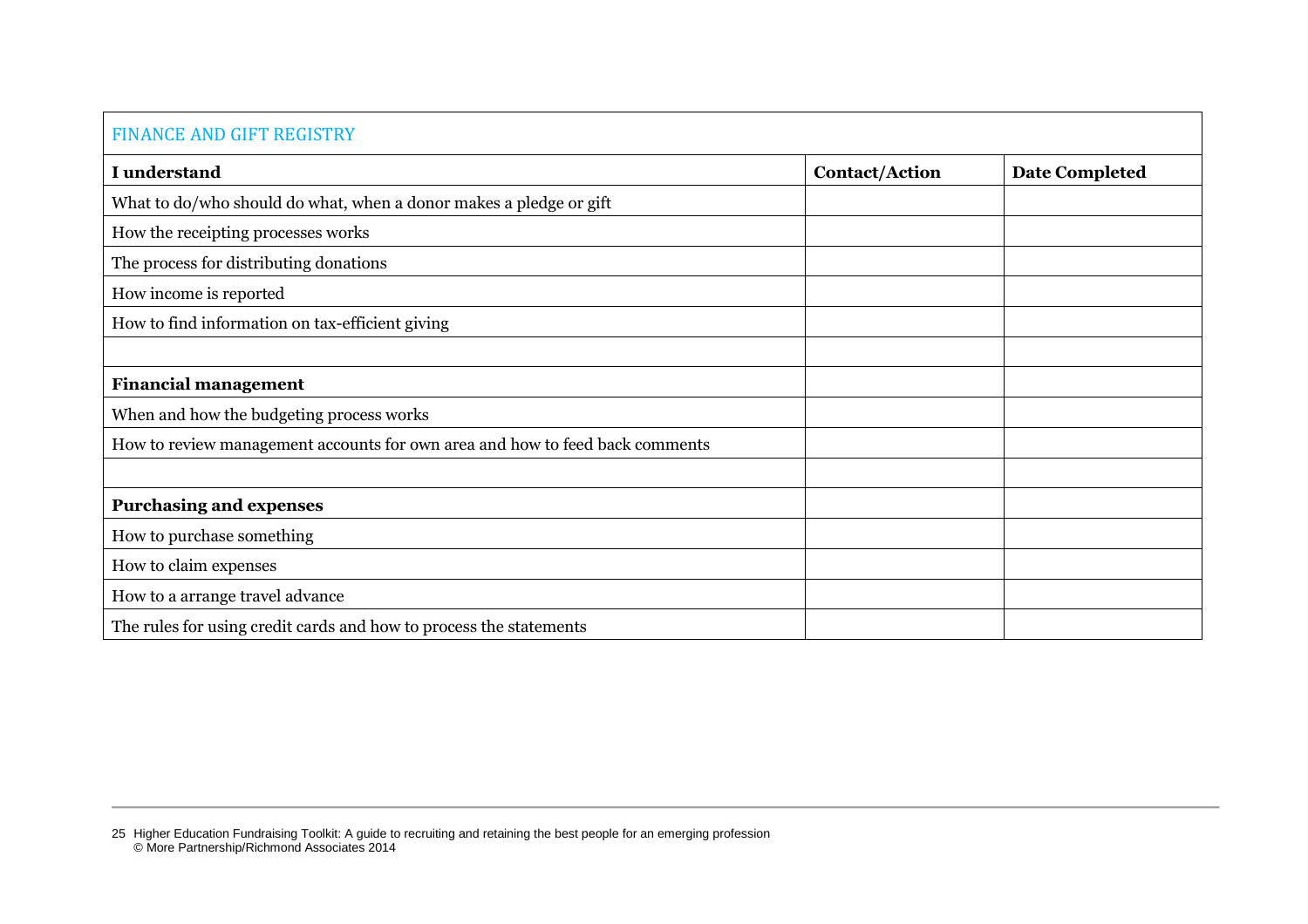| FINANCE AND GIFT REGISTRY | | |
|---|---|---|
| **I understand** | **Contact/Action** | **Date Completed** |
| What to do/who should do what, when a donor makes a pledge or gift | | |
| How the receipting processes works | | |
| The process for distributing donations | | |
| How income is reported | | |
| How to find information on tax-efficient giving | | |
| | | |
| **Financial management** | | |
| When and how the budgeting process works | | |
| How to review management accounts for own area and how to feed back comments | | |
| | | |
| **Purchasing and expenses** | | |
| How to purchase something | | |
| How to claim expenses | | |
| How to a arrange travel advance | | |
| The rules for using credit cards and how to process the statements | | |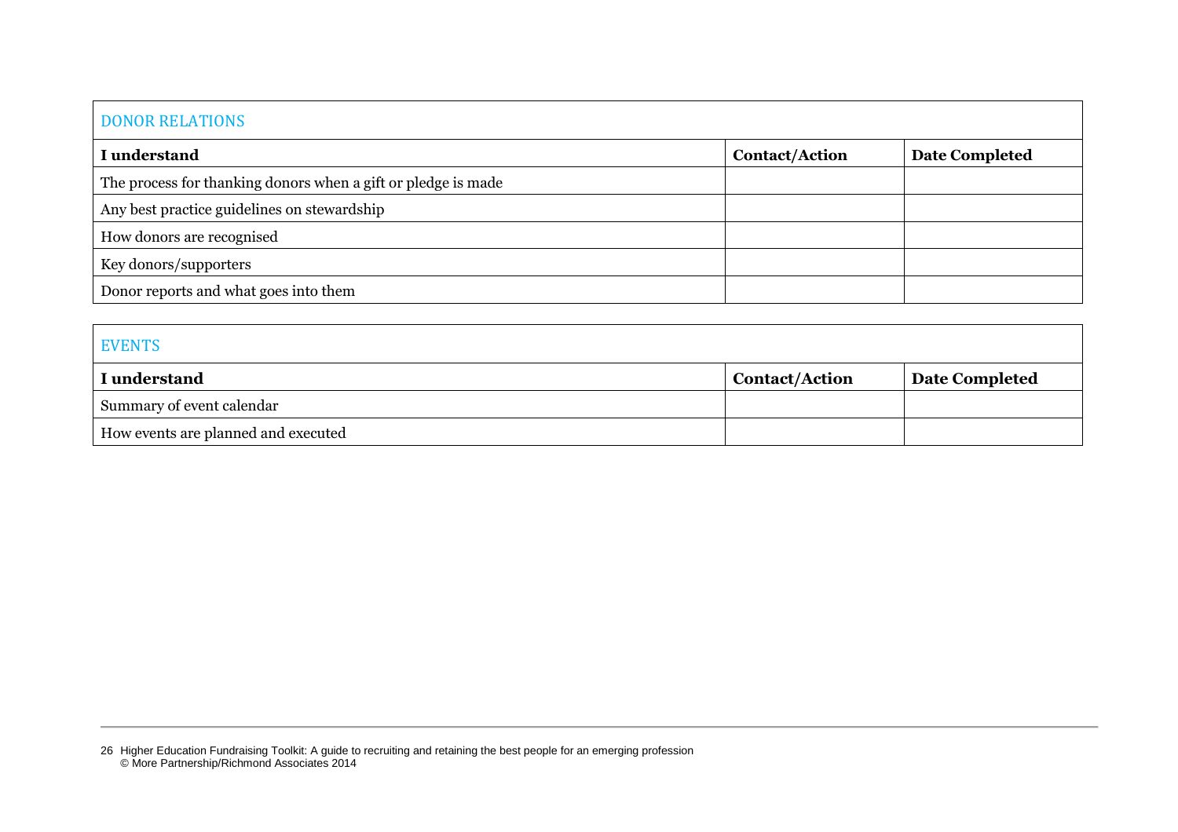| DONOR RELATIONS | | |
|---|---|---|
| **I understand** | **Contact/Action** | **Date Completed** |
| The process for thanking donors when a gift or pledge is made | | |
| Any best practice guidelines on stewardship | | |
| How donors are recognised | | |
| Key donors/supporters | | |
| Donor reports and what goes into them | | |

| EVENTS | | |
|---|---|---|
| **I understand** | **Contact/Action** | **Date Completed** |
| Summary of event calendar | | |
| How events are planned and executed | | |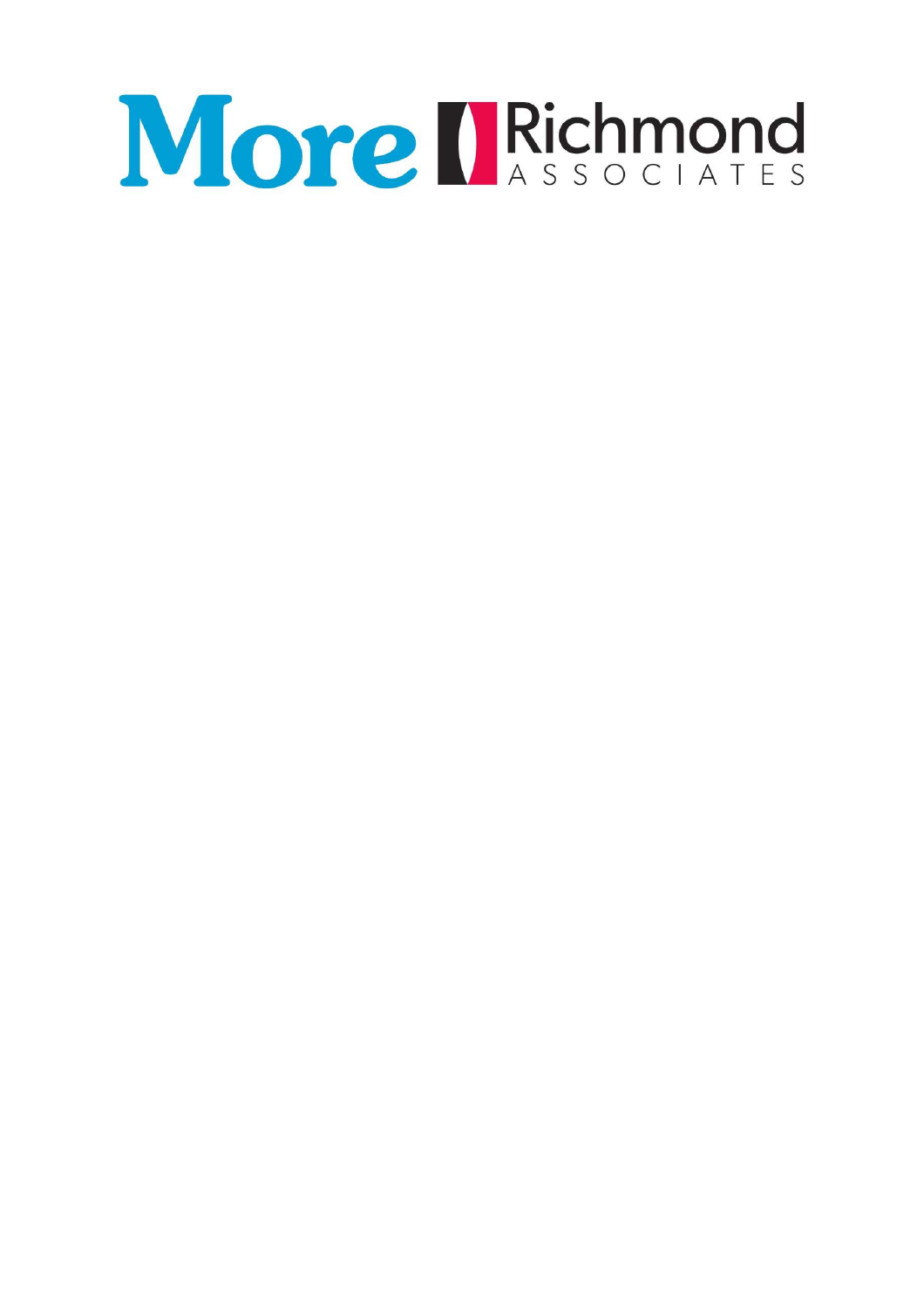More Richmond ASSOCIATES